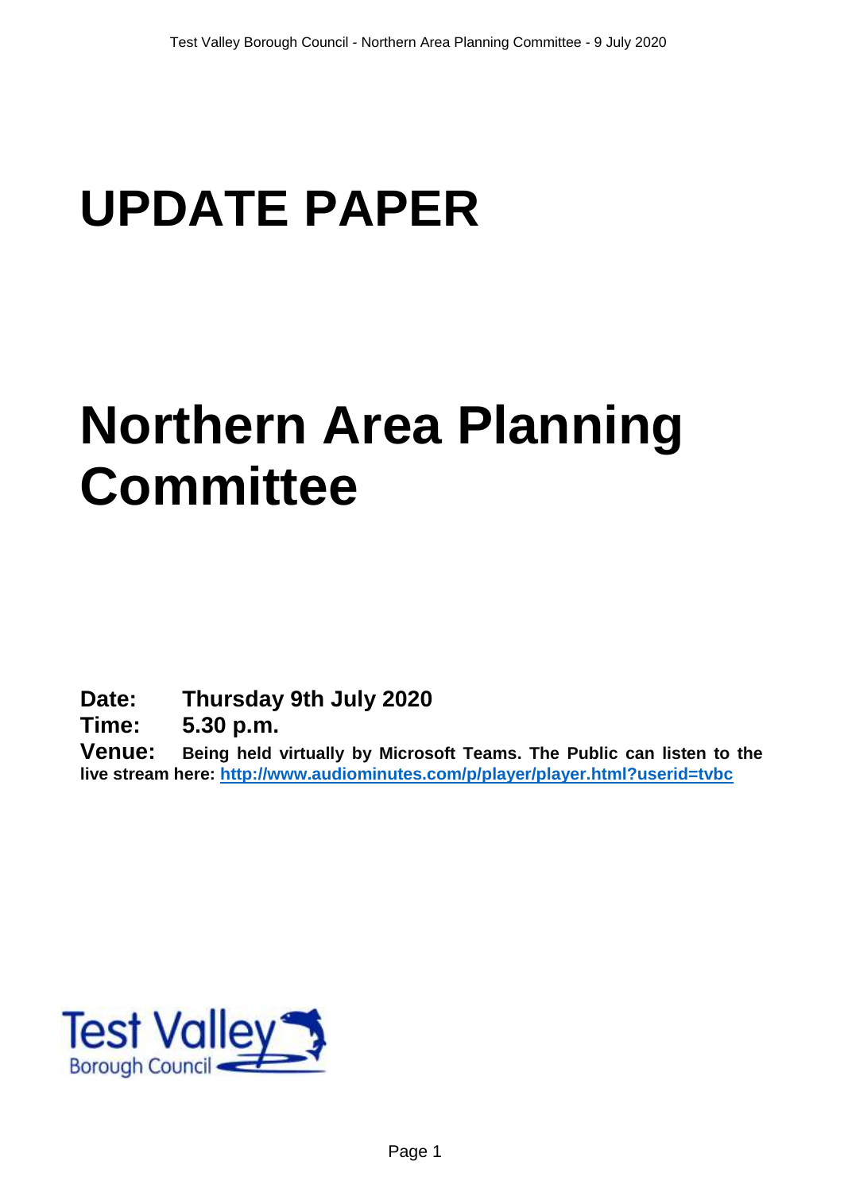# UPDATE PAPER

# Northern Area Planning Committee

**Date:** **Thursday 9th July 2020**

**Time:** **5.30 p.m.**

**Venue:** **Being held virtually by Microsoft Teams. The Public can listen to the live stream here: http://www.audiominutes.com/p/player/player.html?userid=tvbc**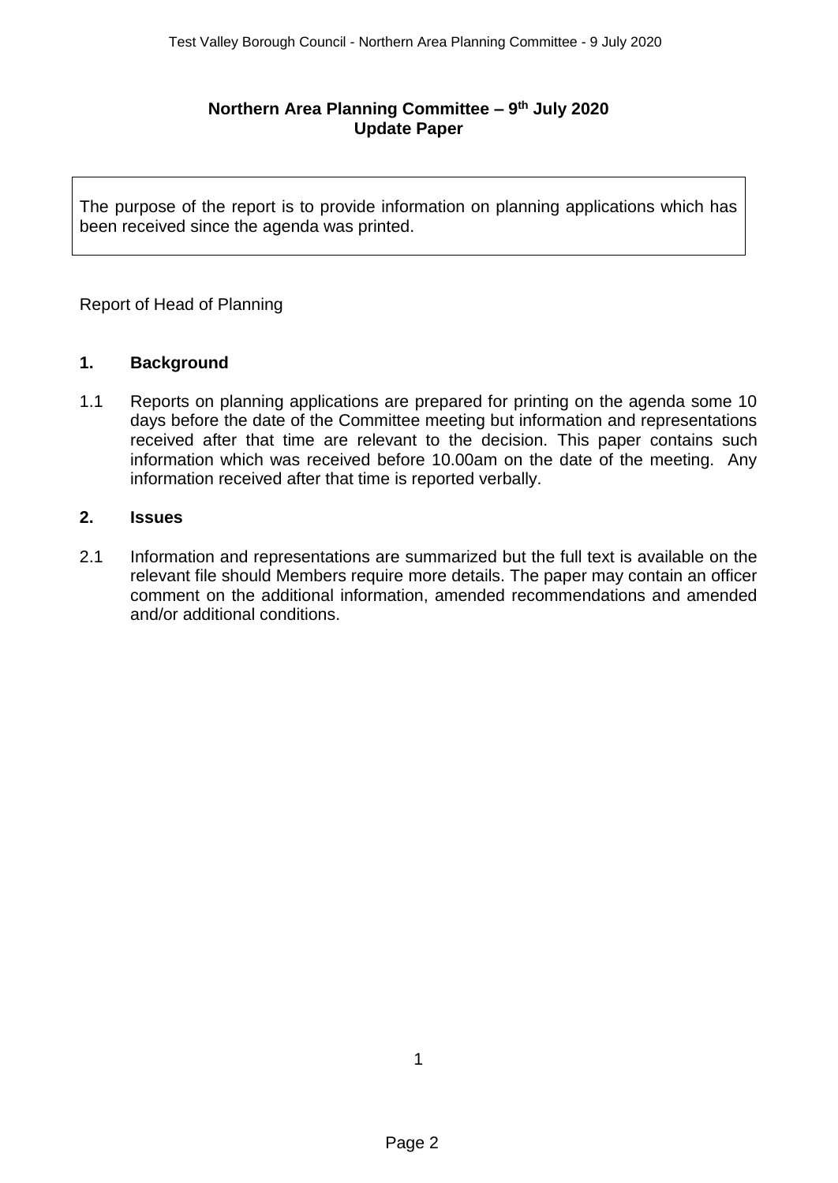**Northern Area Planning Committee – 9th July 2020**
**Update Paper**

The purpose of the report is to provide information on planning applications which has been received since the agenda was printed.

Report of Head of Planning

## 1. Background

1.1 Reports on planning applications are prepared for printing on the agenda some 10 days before the date of the Committee meeting but information and representations received after that time are relevant to the decision. This paper contains such information which was received before 10.00am on the date of the meeting. Any information received after that time is reported verbally.

## 2. Issues

2.1 Information and representations are summarized but the full text is available on the relevant file should Members require more details. The paper may contain an officer comment on the additional information, amended recommendations and amended and/or additional conditions.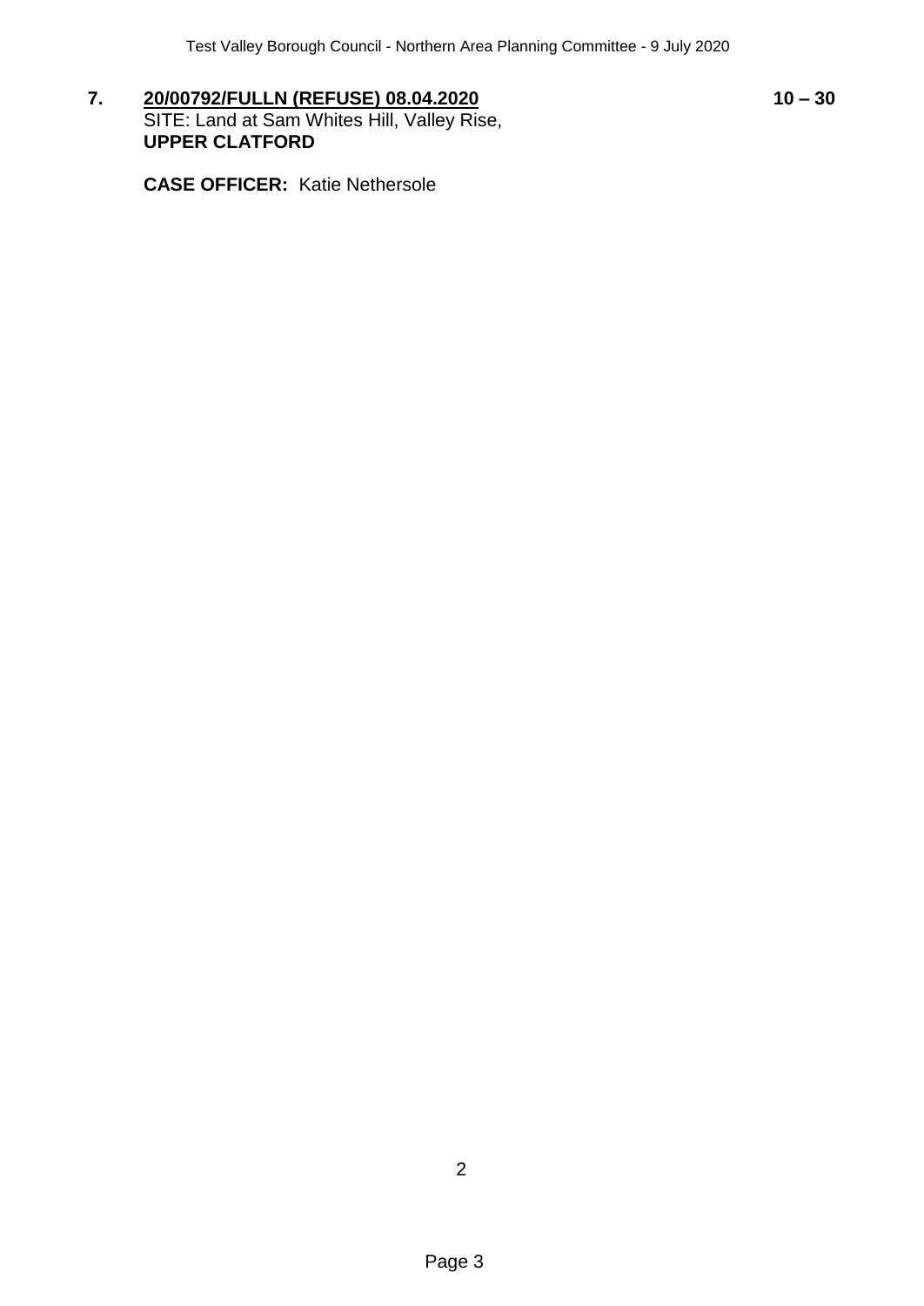**7. 20/00792/FULLN (REFUSE) 08.04.2020** **10 – 30**

SITE: Land at Sam Whites Hill, Valley Rise,
**UPPER CLATFORD**

**CASE OFFICER:** Katie Nethersole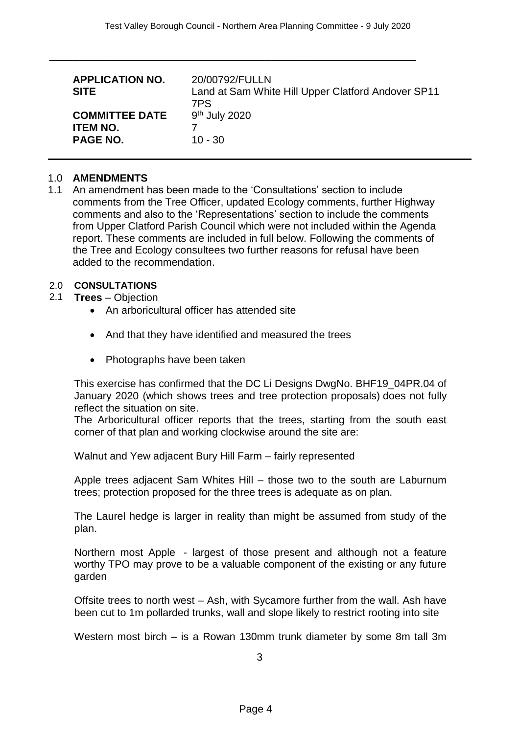| | |
|---|---|
| **APPLICATION NO.** | 20/00792/FULLN |
| **SITE** | Land at Sam White Hill Upper Clatford Andover SP11 7PS |
| **COMMITTEE DATE** | 9th July 2020 |
| **ITEM NO.** | 7 |
| **PAGE NO.** | 10 - 30 |

## 1.0 AMENDMENTS

1.1 An amendment has been made to the 'Consultations' section to include comments from the Tree Officer, updated Ecology comments, further Highway comments and also to the 'Representations' section to include the comments from Upper Clatford Parish Council which were not included within the Agenda report. These comments are included in full below. Following the comments of the Tree and Ecology consultees two further reasons for refusal have been added to the recommendation.

## 2.0 CONSULTATIONS

2.1 **Trees** – Objection

- An arboricultural officer has attended site
- And that they have identified and measured the trees
- Photographs have been taken

This exercise has confirmed that the DC Li Designs DwgNo. BHF19_04PR.04 of January 2020 (which shows trees and tree protection proposals) does not fully reflect the situation on site.

The Arboricultural officer reports that the trees, starting from the south east corner of that plan and working clockwise around the site are:

Walnut and Yew adjacent Bury Hill Farm – fairly represented

Apple trees adjacent Sam Whites Hill – those two to the south are Laburnum trees; protection proposed for the three trees is adequate as on plan.

The Laurel hedge is larger in reality than might be assumed from study of the plan.

Northern most Apple - largest of those present and although not a feature worthy TPO may prove to be a valuable component of the existing or any future garden

Offsite trees to north west – Ash, with Sycamore further from the wall. Ash have been cut to 1m pollarded trunks, wall and slope likely to restrict rooting into site

Western most birch – is a Rowan 130mm trunk diameter by some 8m tall 3m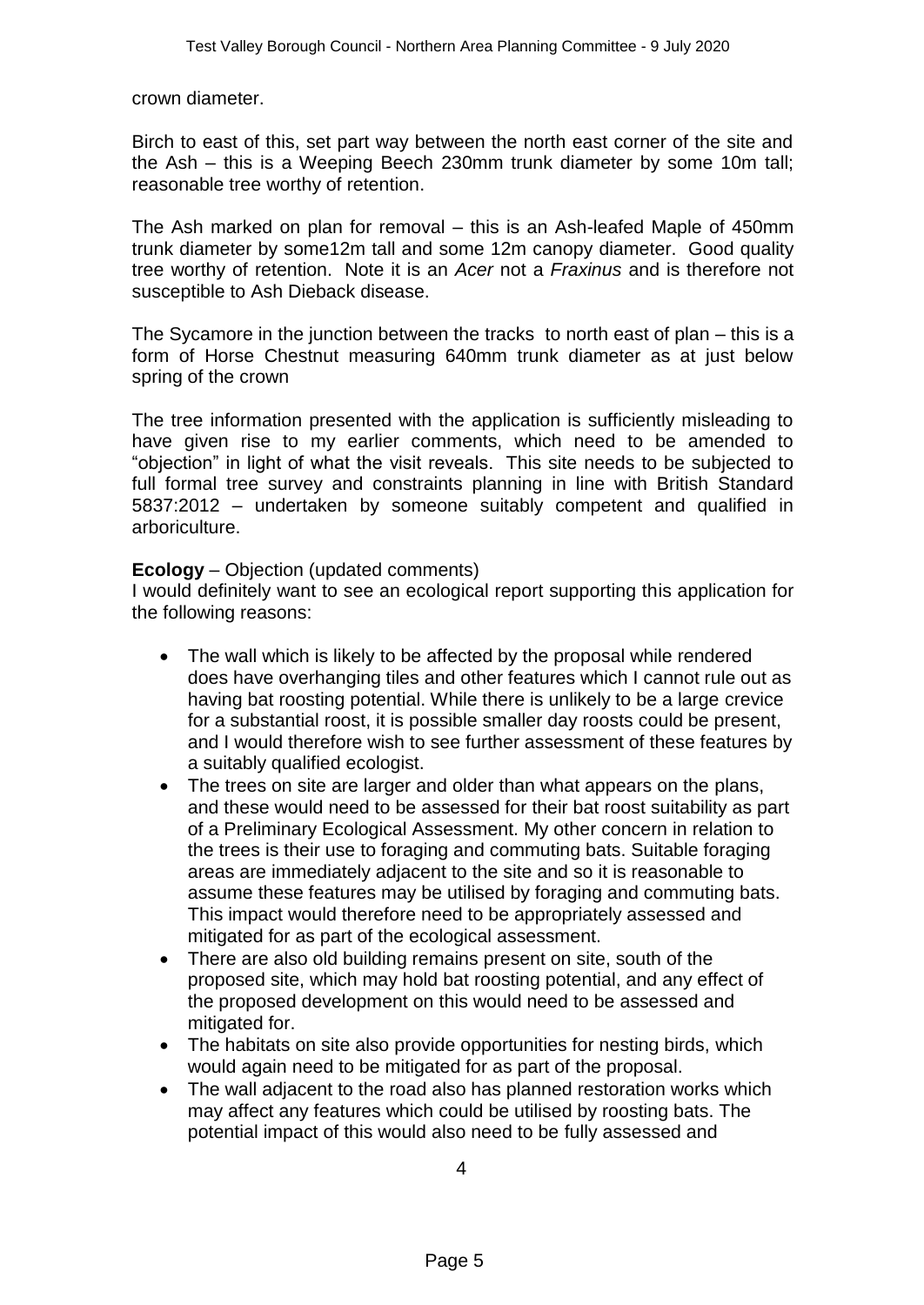crown diameter.

Birch to east of this, set part way between the north east corner of the site and the Ash – this is a Weeping Beech 230mm trunk diameter by some 10m tall; reasonable tree worthy of retention.

The Ash marked on plan for removal – this is an Ash-leafed Maple of 450mm trunk diameter by some12m tall and some 12m canopy diameter. Good quality tree worthy of retention. Note it is an *Acer* not a *Fraxinus* and is therefore not susceptible to Ash Dieback disease.

The Sycamore in the junction between the tracks to north east of plan – this is a form of Horse Chestnut measuring 640mm trunk diameter as at just below spring of the crown

The tree information presented with the application is sufficiently misleading to have given rise to my earlier comments, which need to be amended to "objection" in light of what the visit reveals. This site needs to be subjected to full formal tree survey and constraints planning in line with British Standard 5837:2012 – undertaken by someone suitably competent and qualified in arboriculture.

**Ecology** – Objection (updated comments)
I would definitely want to see an ecological report supporting this application for the following reasons:

- The wall which is likely to be affected by the proposal while rendered does have overhanging tiles and other features which I cannot rule out as having bat roosting potential. While there is unlikely to be a large crevice for a substantial roost, it is possible smaller day roosts could be present, and I would therefore wish to see further assessment of these features by a suitably qualified ecologist.
- The trees on site are larger and older than what appears on the plans, and these would need to be assessed for their bat roost suitability as part of a Preliminary Ecological Assessment. My other concern in relation to the trees is their use to foraging and commuting bats. Suitable foraging areas are immediately adjacent to the site and so it is reasonable to assume these features may be utilised by foraging and commuting bats. This impact would therefore need to be appropriately assessed and mitigated for as part of the ecological assessment.
- There are also old building remains present on site, south of the proposed site, which may hold bat roosting potential, and any effect of the proposed development on this would need to be assessed and mitigated for.
- The habitats on site also provide opportunities for nesting birds, which would again need to be mitigated for as part of the proposal.
- The wall adjacent to the road also has planned restoration works which may affect any features which could be utilised by roosting bats. The potential impact of this would also need to be fully assessed and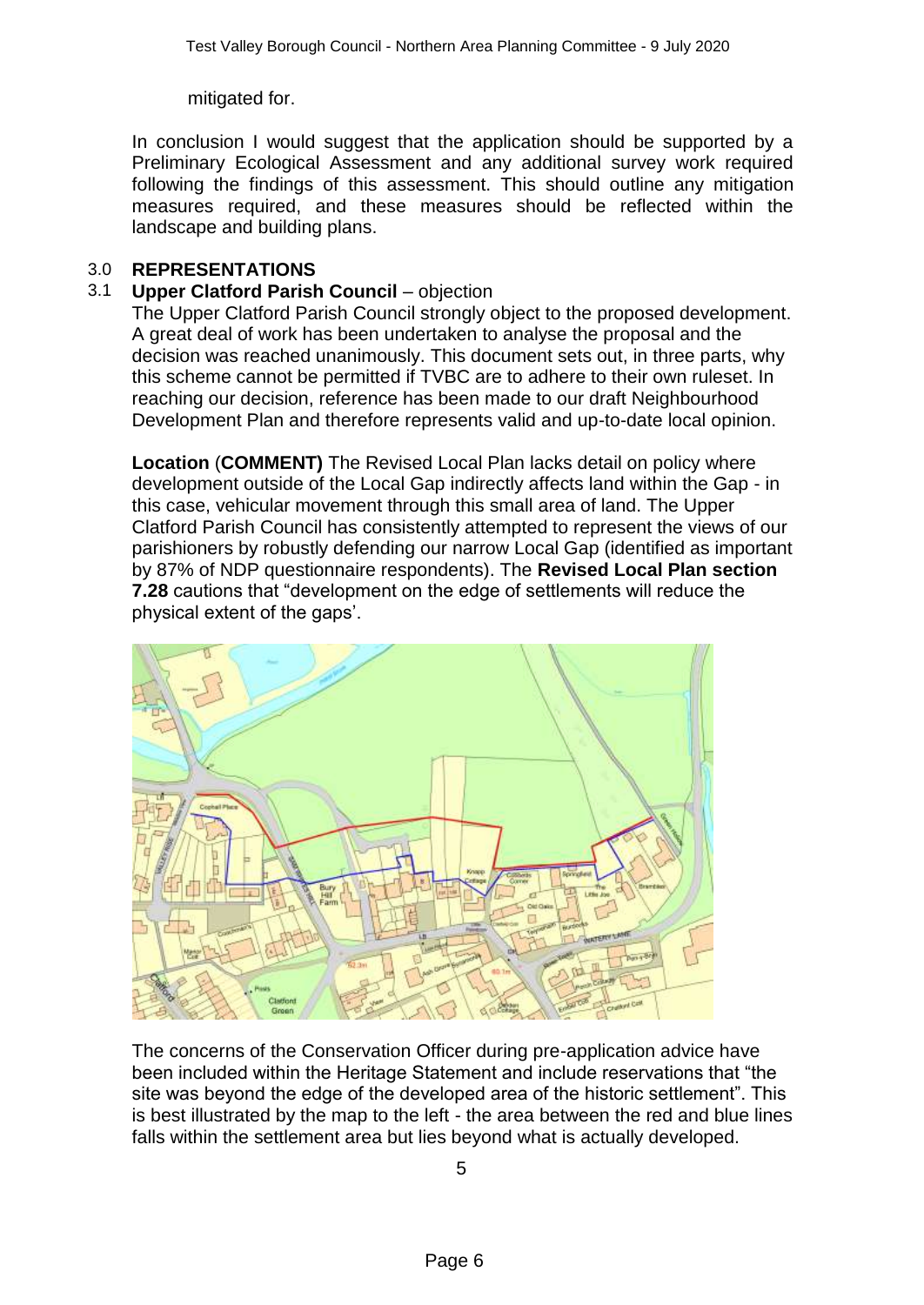mitigated for.

In conclusion I would suggest that the application should be supported by a Preliminary Ecological Assessment and any additional survey work required following the findings of this assessment. This should outline any mitigation measures required, and these measures should be reflected within the landscape and building plans.

## 3.0 REPRESENTATIONS

### 3.1 Upper Clatford Parish Council – objection

The Upper Clatford Parish Council strongly object to the proposed development. A great deal of work has been undertaken to analyse the proposal and the decision was reached unanimously. This document sets out, in three parts, why this scheme cannot be permitted if TVBC are to adhere to their own ruleset. In reaching our decision, reference has been made to our draft Neighbourhood Development Plan and therefore represents valid and up-to-date local opinion.

**Location** (**COMMENT)** The Revised Local Plan lacks detail on policy where development outside of the Local Gap indirectly affects land within the Gap - in this case, vehicular movement through this small area of land. The Upper Clatford Parish Council has consistently attempted to represent the views of our parishioners by robustly defending our narrow Local Gap (identified as important by 87% of NDP questionnaire respondents). The **Revised Local Plan section 7.28** cautions that "development on the edge of settlements will reduce the physical extent of the gaps'.

The concerns of the Conservation Officer during pre-application advice have been included within the Heritage Statement and include reservations that "the site was beyond the edge of the developed area of the historic settlement". This is best illustrated by the map to the left - the area between the red and blue lines falls within the settlement area but lies beyond what is actually developed.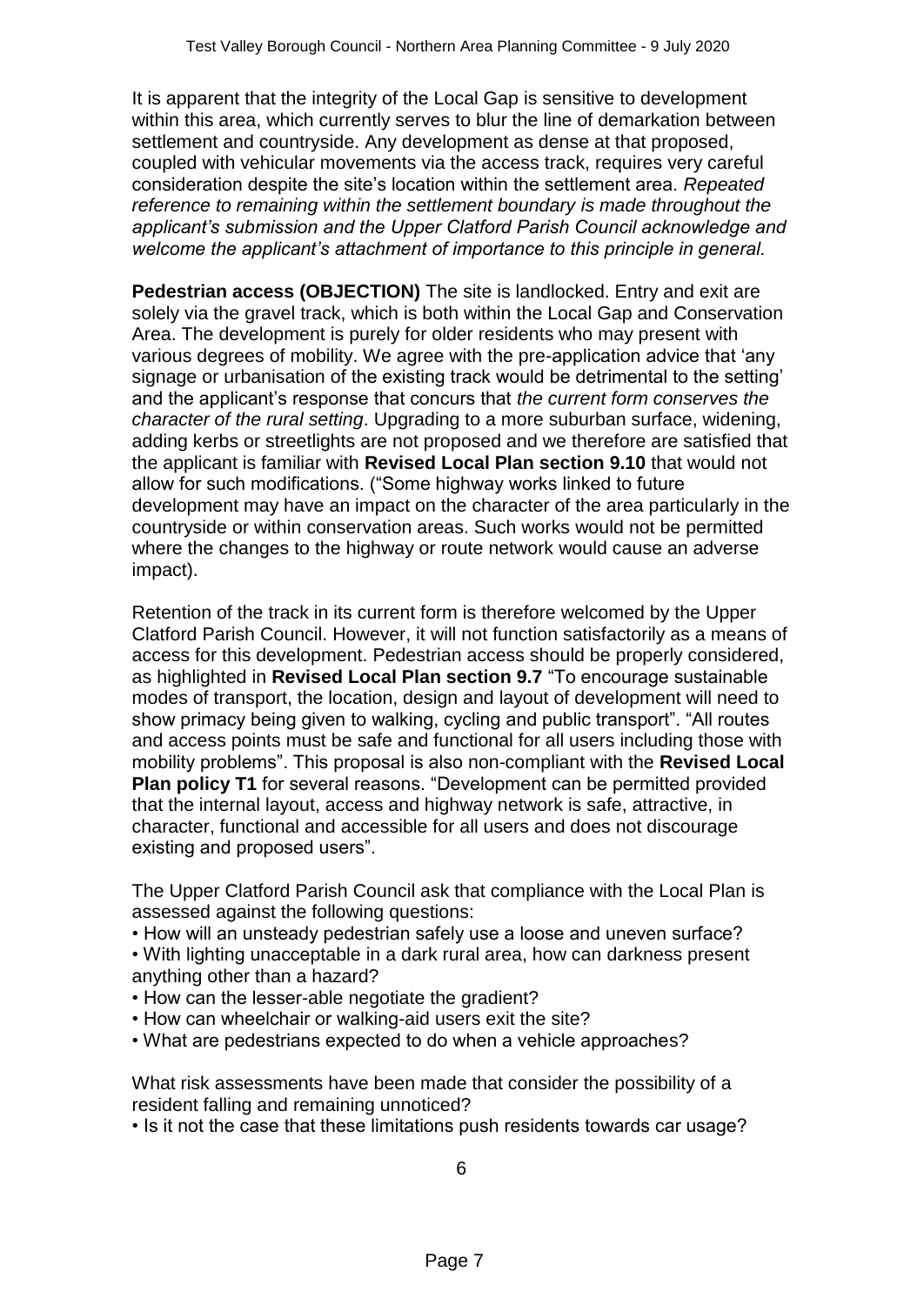It is apparent that the integrity of the Local Gap is sensitive to development within this area, which currently serves to blur the line of demarkation between settlement and countryside. Any development as dense at that proposed, coupled with vehicular movements via the access track, requires very careful consideration despite the site's location within the settlement area. *Repeated reference to remaining within the settlement boundary is made throughout the applicant's submission and the Upper Clatford Parish Council acknowledge and welcome the applicant's attachment of importance to this principle in general.*

**Pedestrian access (OBJECTION)** The site is landlocked. Entry and exit are solely via the gravel track, which is both within the Local Gap and Conservation Area. The development is purely for older residents who may present with various degrees of mobility. We agree with the pre-application advice that 'any signage or urbanisation of the existing track would be detrimental to the setting' and the applicant's response that concurs that *the current form conserves the character of the rural setting*. Upgrading to a more suburban surface, widening, adding kerbs or streetlights are not proposed and we therefore are satisfied that the applicant is familiar with **Revised Local Plan section 9.10** that would not allow for such modifications. ("Some highway works linked to future development may have an impact on the character of the area particularly in the countryside or within conservation areas. Such works would not be permitted where the changes to the highway or route network would cause an adverse impact).

Retention of the track in its current form is therefore welcomed by the Upper Clatford Parish Council. However, it will not function satisfactorily as a means of access for this development. Pedestrian access should be properly considered, as highlighted in **Revised Local Plan section 9.7** "To encourage sustainable modes of transport, the location, design and layout of development will need to show primacy being given to walking, cycling and public transport". "All routes and access points must be safe and functional for all users including those with mobility problems". This proposal is also non-compliant with the **Revised Local Plan policy T1** for several reasons. "Development can be permitted provided that the internal layout, access and highway network is safe, attractive, in character, functional and accessible for all users and does not discourage existing and proposed users".

The Upper Clatford Parish Council ask that compliance with the Local Plan is assessed against the following questions:

- How will an unsteady pedestrian safely use a loose and uneven surface?
- With lighting unacceptable in a dark rural area, how can darkness present anything other than a hazard?
- How can the lesser-able negotiate the gradient?
- How can wheelchair or walking-aid users exit the site?
- What are pedestrians expected to do when a vehicle approaches?

What risk assessments have been made that consider the possibility of a resident falling and remaining unnoticed?

- Is it not the case that these limitations push residents towards car usage?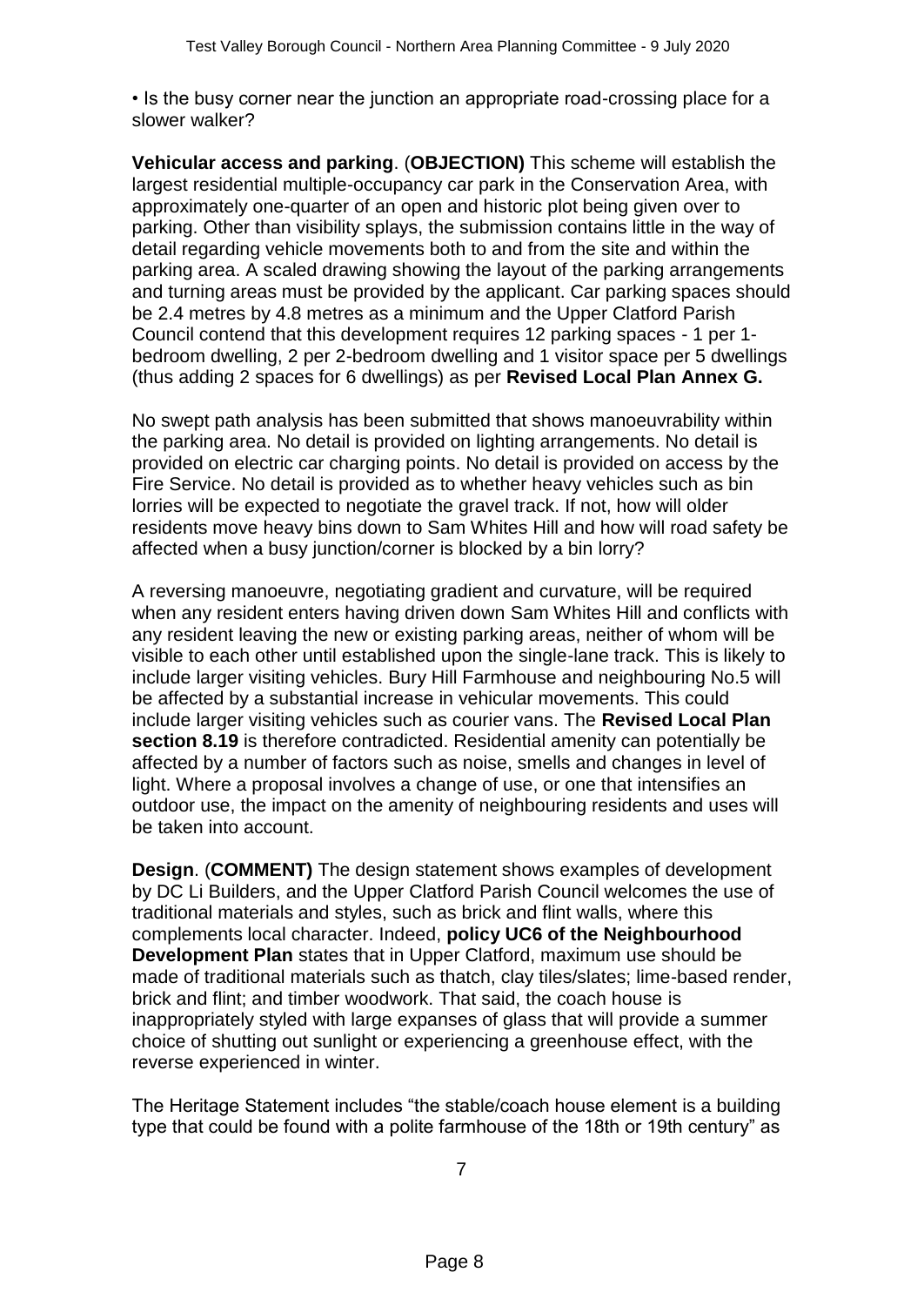• Is the busy corner near the junction an appropriate road-crossing place for a slower walker?

**Vehicular access and parking**. (**OBJECTION)** This scheme will establish the largest residential multiple-occupancy car park in the Conservation Area, with approximately one-quarter of an open and historic plot being given over to parking. Other than visibility splays, the submission contains little in the way of detail regarding vehicle movements both to and from the site and within the parking area. A scaled drawing showing the layout of the parking arrangements and turning areas must be provided by the applicant. Car parking spaces should be 2.4 metres by 4.8 metres as a minimum and the Upper Clatford Parish Council contend that this development requires 12 parking spaces - 1 per 1-bedroom dwelling, 2 per 2-bedroom dwelling and 1 visitor space per 5 dwellings (thus adding 2 spaces for 6 dwellings) as per **Revised Local Plan Annex G.**

No swept path analysis has been submitted that shows manoeuvrability within the parking area. No detail is provided on lighting arrangements. No detail is provided on electric car charging points. No detail is provided on access by the Fire Service. No detail is provided as to whether heavy vehicles such as bin lorries will be expected to negotiate the gravel track. If not, how will older residents move heavy bins down to Sam Whites Hill and how will road safety be affected when a busy junction/corner is blocked by a bin lorry?

A reversing manoeuvre, negotiating gradient and curvature, will be required when any resident enters having driven down Sam Whites Hill and conflicts with any resident leaving the new or existing parking areas, neither of whom will be visible to each other until established upon the single-lane track. This is likely to include larger visiting vehicles. Bury Hill Farmhouse and neighbouring No.5 will be affected by a substantial increase in vehicular movements. This could include larger visiting vehicles such as courier vans. The **Revised Local Plan section 8.19** is therefore contradicted. Residential amenity can potentially be affected by a number of factors such as noise, smells and changes in level of light. Where a proposal involves a change of use, or one that intensifies an outdoor use, the impact on the amenity of neighbouring residents and uses will be taken into account.

**Design**. (**COMMENT)** The design statement shows examples of development by DC Li Builders, and the Upper Clatford Parish Council welcomes the use of traditional materials and styles, such as brick and flint walls, where this complements local character. Indeed, **policy UC6 of the Neighbourhood Development Plan** states that in Upper Clatford, maximum use should be made of traditional materials such as thatch, clay tiles/slates; lime-based render, brick and flint; and timber woodwork. That said, the coach house is inappropriately styled with large expanses of glass that will provide a summer choice of shutting out sunlight or experiencing a greenhouse effect, with the reverse experienced in winter.

The Heritage Statement includes “the stable/coach house element is a building type that could be found with a polite farmhouse of the 18th or 19th century” as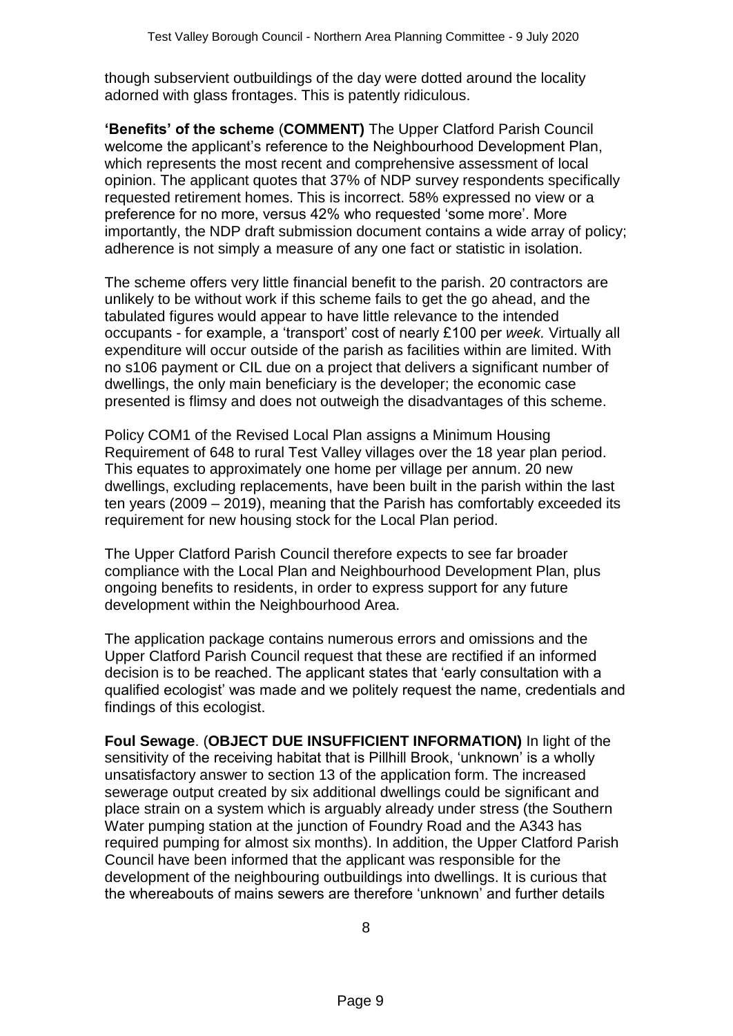though subservient outbuildings of the day were dotted around the locality adorned with glass frontages. This is patently ridiculous.

**'Benefits' of the scheme** (**COMMENT)** The Upper Clatford Parish Council welcome the applicant's reference to the Neighbourhood Development Plan, which represents the most recent and comprehensive assessment of local opinion. The applicant quotes that 37% of NDP survey respondents specifically requested retirement homes. This is incorrect. 58% expressed no view or a preference for no more, versus 42% who requested 'some more'. More importantly, the NDP draft submission document contains a wide array of policy; adherence is not simply a measure of any one fact or statistic in isolation.

The scheme offers very little financial benefit to the parish. 20 contractors are unlikely to be without work if this scheme fails to get the go ahead, and the tabulated figures would appear to have little relevance to the intended occupants - for example, a 'transport' cost of nearly £100 per *week.* Virtually all expenditure will occur outside of the parish as facilities within are limited. With no s106 payment or CIL due on a project that delivers a significant number of dwellings, the only main beneficiary is the developer; the economic case presented is flimsy and does not outweigh the disadvantages of this scheme.

Policy COM1 of the Revised Local Plan assigns a Minimum Housing Requirement of 648 to rural Test Valley villages over the 18 year plan period. This equates to approximately one home per village per annum. 20 new dwellings, excluding replacements, have been built in the parish within the last ten years (2009 – 2019), meaning that the Parish has comfortably exceeded its requirement for new housing stock for the Local Plan period.

The Upper Clatford Parish Council therefore expects to see far broader compliance with the Local Plan and Neighbourhood Development Plan, plus ongoing benefits to residents, in order to express support for any future development within the Neighbourhood Area.

The application package contains numerous errors and omissions and the Upper Clatford Parish Council request that these are rectified if an informed decision is to be reached. The applicant states that 'early consultation with a qualified ecologist' was made and we politely request the name, credentials and findings of this ecologist.

**Foul Sewage**. (**OBJECT DUE INSUFFICIENT INFORMATION)** In light of the sensitivity of the receiving habitat that is Pillhill Brook, 'unknown' is a wholly unsatisfactory answer to section 13 of the application form. The increased sewerage output created by six additional dwellings could be significant and place strain on a system which is arguably already under stress (the Southern Water pumping station at the junction of Foundry Road and the A343 has required pumping for almost six months). In addition, the Upper Clatford Parish Council have been informed that the applicant was responsible for the development of the neighbouring outbuildings into dwellings. It is curious that the whereabouts of mains sewers are therefore 'unknown' and further details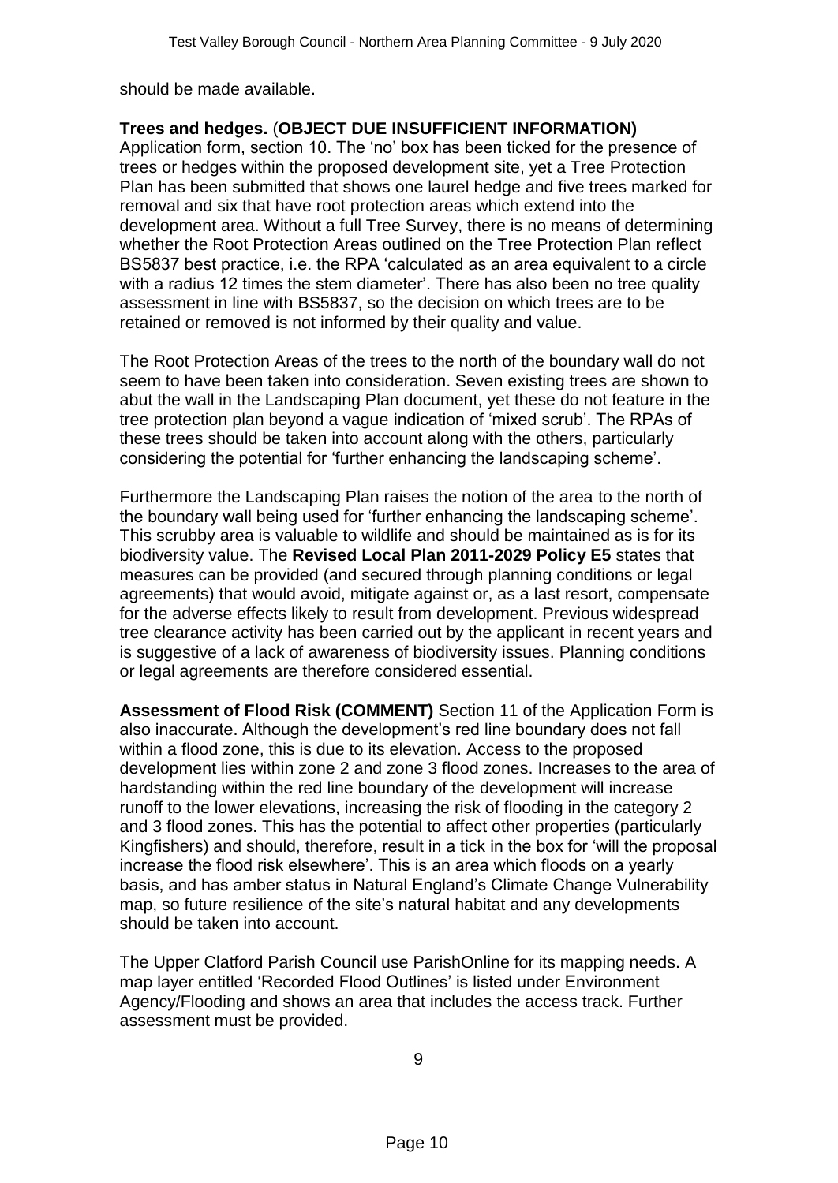should be made available.

**Trees and hedges.** (**OBJECT DUE INSUFFICIENT INFORMATION)**
Application form, section 10. The 'no' box has been ticked for the presence of trees or hedges within the proposed development site, yet a Tree Protection Plan has been submitted that shows one laurel hedge and five trees marked for removal and six that have root protection areas which extend into the development area. Without a full Tree Survey, there is no means of determining whether the Root Protection Areas outlined on the Tree Protection Plan reflect BS5837 best practice, i.e. the RPA 'calculated as an area equivalent to a circle with a radius 12 times the stem diameter'. There has also been no tree quality assessment in line with BS5837, so the decision on which trees are to be retained or removed is not informed by their quality and value.

The Root Protection Areas of the trees to the north of the boundary wall do not seem to have been taken into consideration. Seven existing trees are shown to abut the wall in the Landscaping Plan document, yet these do not feature in the tree protection plan beyond a vague indication of 'mixed scrub'. The RPAs of these trees should be taken into account along with the others, particularly considering the potential for 'further enhancing the landscaping scheme'.

Furthermore the Landscaping Plan raises the notion of the area to the north of the boundary wall being used for 'further enhancing the landscaping scheme'. This scrubby area is valuable to wildlife and should be maintained as is for its biodiversity value. The **Revised Local Plan 2011-2029 Policy E5** states that measures can be provided (and secured through planning conditions or legal agreements) that would avoid, mitigate against or, as a last resort, compensate for the adverse effects likely to result from development. Previous widespread tree clearance activity has been carried out by the applicant in recent years and is suggestive of a lack of awareness of biodiversity issues. Planning conditions or legal agreements are therefore considered essential.

**Assessment of Flood Risk (COMMENT)** Section 11 of the Application Form is also inaccurate. Although the development's red line boundary does not fall within a flood zone, this is due to its elevation. Access to the proposed development lies within zone 2 and zone 3 flood zones. Increases to the area of hardstanding within the red line boundary of the development will increase runoff to the lower elevations, increasing the risk of flooding in the category 2 and 3 flood zones. This has the potential to affect other properties (particularly Kingfishers) and should, therefore, result in a tick in the box for 'will the proposal increase the flood risk elsewhere'. This is an area which floods on a yearly basis, and has amber status in Natural England's Climate Change Vulnerability map, so future resilience of the site's natural habitat and any developments should be taken into account.

The Upper Clatford Parish Council use ParishOnline for its mapping needs. A map layer entitled 'Recorded Flood Outlines' is listed under Environment Agency/Flooding and shows an area that includes the access track. Further assessment must be provided.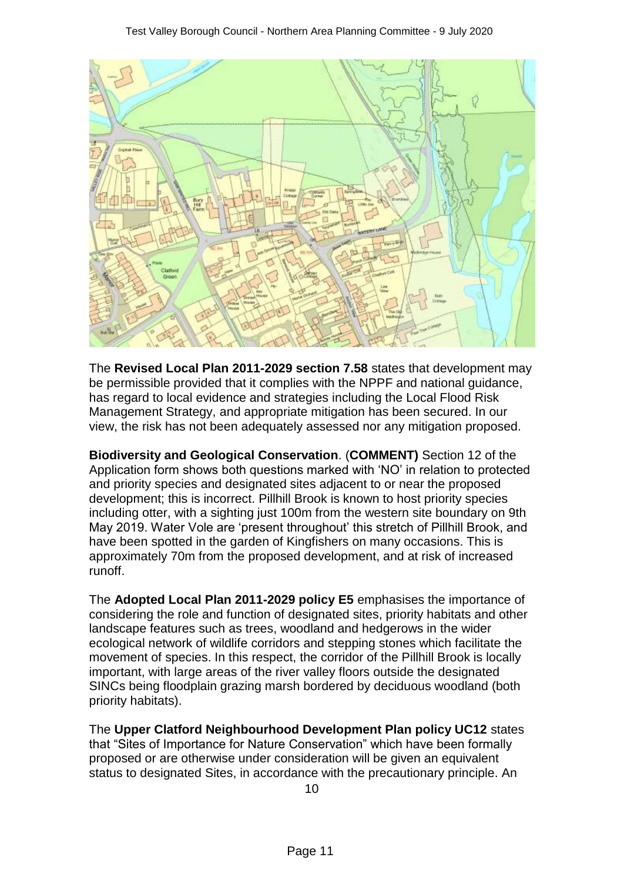The **Revised Local Plan 2011-2029 section 7.58** states that development may be permissible provided that it complies with the NPPF and national guidance, has regard to local evidence and strategies including the Local Flood Risk Management Strategy, and appropriate mitigation has been secured. In our view, the risk has not been adequately assessed nor any mitigation proposed.

**Biodiversity and Geological Conservation**. (**COMMENT)** Section 12 of the Application form shows both questions marked with 'NO' in relation to protected and priority species and designated sites adjacent to or near the proposed development; this is incorrect. Pillhill Brook is known to host priority species including otter, with a sighting just 100m from the western site boundary on 9th May 2019. Water Vole are 'present throughout' this stretch of Pillhill Brook, and have been spotted in the garden of Kingfishers on many occasions. This is approximately 70m from the proposed development, and at risk of increased runoff.

The **Adopted Local Plan 2011-2029 policy E5** emphasises the importance of considering the role and function of designated sites, priority habitats and other landscape features such as trees, woodland and hedgerows in the wider ecological network of wildlife corridors and stepping stones which facilitate the movement of species. In this respect, the corridor of the Pillhill Brook is locally important, with large areas of the river valley floors outside the designated SINCs being floodplain grazing marsh bordered by deciduous woodland (both priority habitats).

The **Upper Clatford Neighbourhood Development Plan policy UC12** states that "Sites of Importance for Nature Conservation" which have been formally proposed or are otherwise under consideration will be given an equivalent status to designated Sites, in accordance with the precautionary principle. An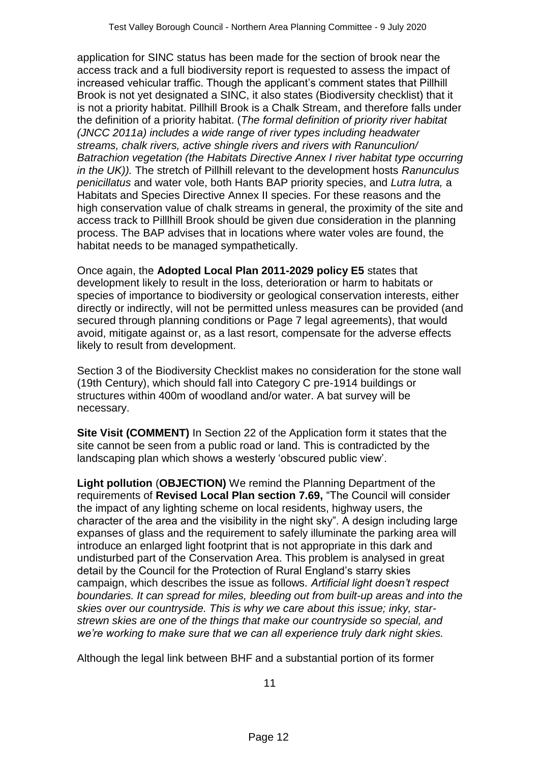application for SINC status has been made for the section of brook near the access track and a full biodiversity report is requested to assess the impact of increased vehicular traffic. Though the applicant's comment states that Pillhill Brook is not yet designated a SINC, it also states (Biodiversity checklist) that it is not a priority habitat. Pillhill Brook is a Chalk Stream, and therefore falls under the definition of a priority habitat. (*The formal definition of priority river habitat (JNCC 2011a) includes a wide range of river types including headwater streams, chalk rivers, active shingle rivers and rivers with Ranunculion/ Batrachion vegetation (the Habitats Directive Annex I river habitat type occurring in the UK)).* The stretch of Pillhill relevant to the development hosts *Ranunculus penicillatus* and water vole, both Hants BAP priority species, and *Lutra lutra,* a Habitats and Species Directive Annex II species. For these reasons and the high conservation value of chalk streams in general, the proximity of the site and access track to Pilllhill Brook should be given due consideration in the planning process. The BAP advises that in locations where water voles are found, the habitat needs to be managed sympathetically.

Once again, the **Adopted Local Plan 2011-2029 policy E5** states that development likely to result in the loss, deterioration or harm to habitats or species of importance to biodiversity or geological conservation interests, either directly or indirectly, will not be permitted unless measures can be provided (and secured through planning conditions or Page 7 legal agreements), that would avoid, mitigate against or, as a last resort, compensate for the adverse effects likely to result from development.

Section 3 of the Biodiversity Checklist makes no consideration for the stone wall (19th Century), which should fall into Category C pre-1914 buildings or structures within 400m of woodland and/or water. A bat survey will be necessary.

**Site Visit (COMMENT)** In Section 22 of the Application form it states that the site cannot be seen from a public road or land. This is contradicted by the landscaping plan which shows a westerly 'obscured public view'.

**Light pollution** (**OBJECTION)** We remind the Planning Department of the requirements of **Revised Local Plan section 7.69,** "The Council will consider the impact of any lighting scheme on local residents, highway users, the character of the area and the visibility in the night sky". A design including large expanses of glass and the requirement to safely illuminate the parking area will introduce an enlarged light footprint that is not appropriate in this dark and undisturbed part of the Conservation Area. This problem is analysed in great detail by the Council for the Protection of Rural England's starry skies campaign, which describes the issue as follows. *Artificial light doesn't respect boundaries. It can spread for miles, bleeding out from built-up areas and into the skies over our countryside. This is why we care about this issue; inky, star-strewn skies are one of the things that make our countryside so special, and we're working to make sure that we can all experience truly dark night skies.*

Although the legal link between BHF and a substantial portion of its former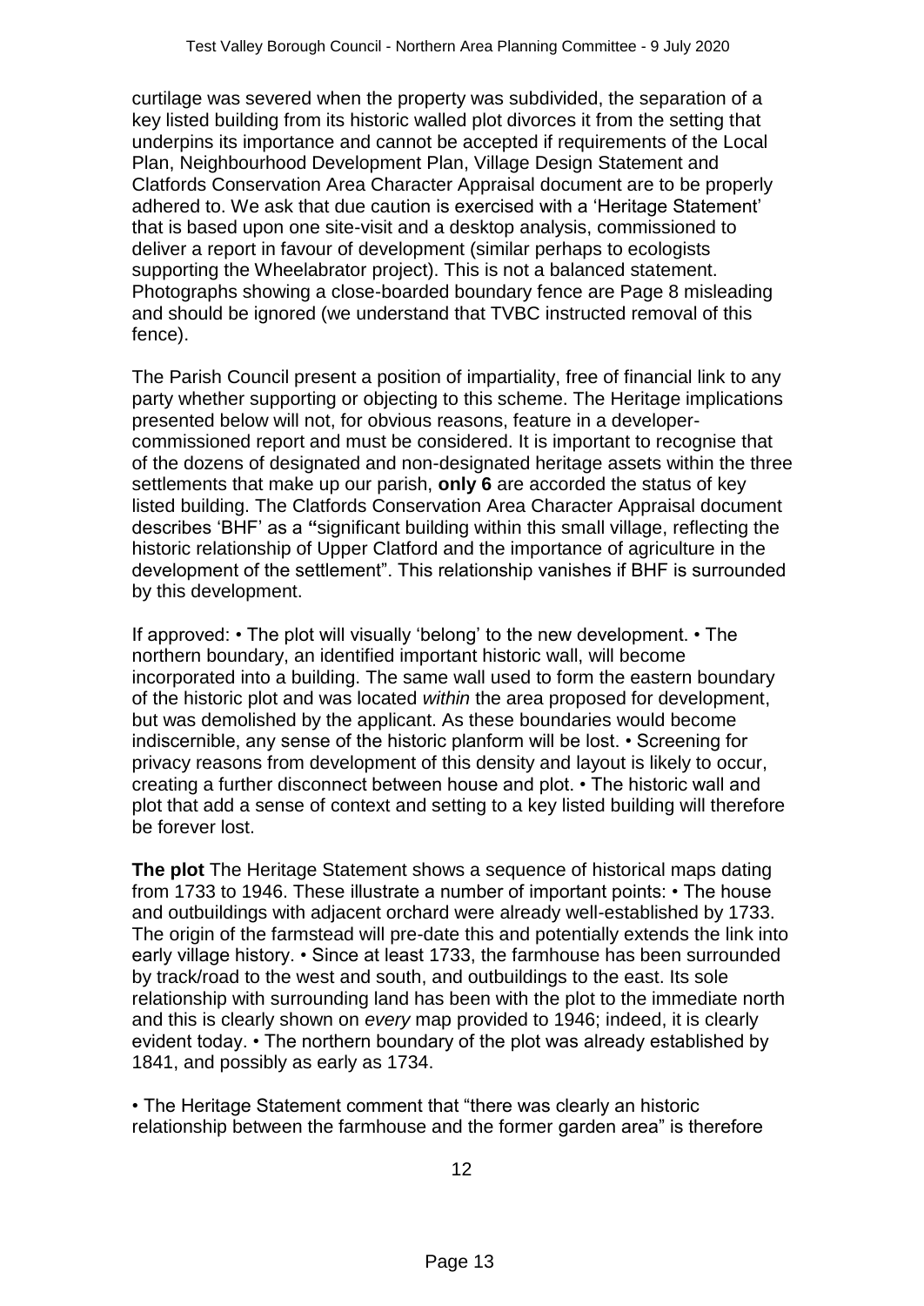curtilage was severed when the property was subdivided, the separation of a key listed building from its historic walled plot divorces it from the setting that underpins its importance and cannot be accepted if requirements of the Local Plan, Neighbourhood Development Plan, Village Design Statement and Clatfords Conservation Area Character Appraisal document are to be properly adhered to. We ask that due caution is exercised with a 'Heritage Statement' that is based upon one site-visit and a desktop analysis, commissioned to deliver a report in favour of development (similar perhaps to ecologists supporting the Wheelabrator project). This is not a balanced statement. Photographs showing a close-boarded boundary fence are Page 8 misleading and should be ignored (we understand that TVBC instructed removal of this fence).

The Parish Council present a position of impartiality, free of financial link to any party whether supporting or objecting to this scheme. The Heritage implications presented below will not, for obvious reasons, feature in a developer-commissioned report and must be considered. It is important to recognise that of the dozens of designated and non-designated heritage assets within the three settlements that make up our parish, **only 6** are accorded the status of key listed building. The Clatfords Conservation Area Character Appraisal document describes 'BHF' as a **"**significant building within this small village, reflecting the historic relationship of Upper Clatford and the importance of agriculture in the development of the settlement". This relationship vanishes if BHF is surrounded by this development.

If approved: • The plot will visually 'belong' to the new development. • The northern boundary, an identified important historic wall, will become incorporated into a building. The same wall used to form the eastern boundary of the historic plot and was located *within* the area proposed for development, but was demolished by the applicant. As these boundaries would become indiscernible, any sense of the historic planform will be lost. • Screening for privacy reasons from development of this density and layout is likely to occur, creating a further disconnect between house and plot. • The historic wall and plot that add a sense of context and setting to a key listed building will therefore be forever lost.

**The plot** The Heritage Statement shows a sequence of historical maps dating from 1733 to 1946. These illustrate a number of important points: • The house and outbuildings with adjacent orchard were already well-established by 1733. The origin of the farmstead will pre-date this and potentially extends the link into early village history. • Since at least 1733, the farmhouse has been surrounded by track/road to the west and south, and outbuildings to the east. Its sole relationship with surrounding land has been with the plot to the immediate north and this is clearly shown on *every* map provided to 1946; indeed, it is clearly evident today. • The northern boundary of the plot was already established by 1841, and possibly as early as 1734.

• The Heritage Statement comment that "there was clearly an historic relationship between the farmhouse and the former garden area" is therefore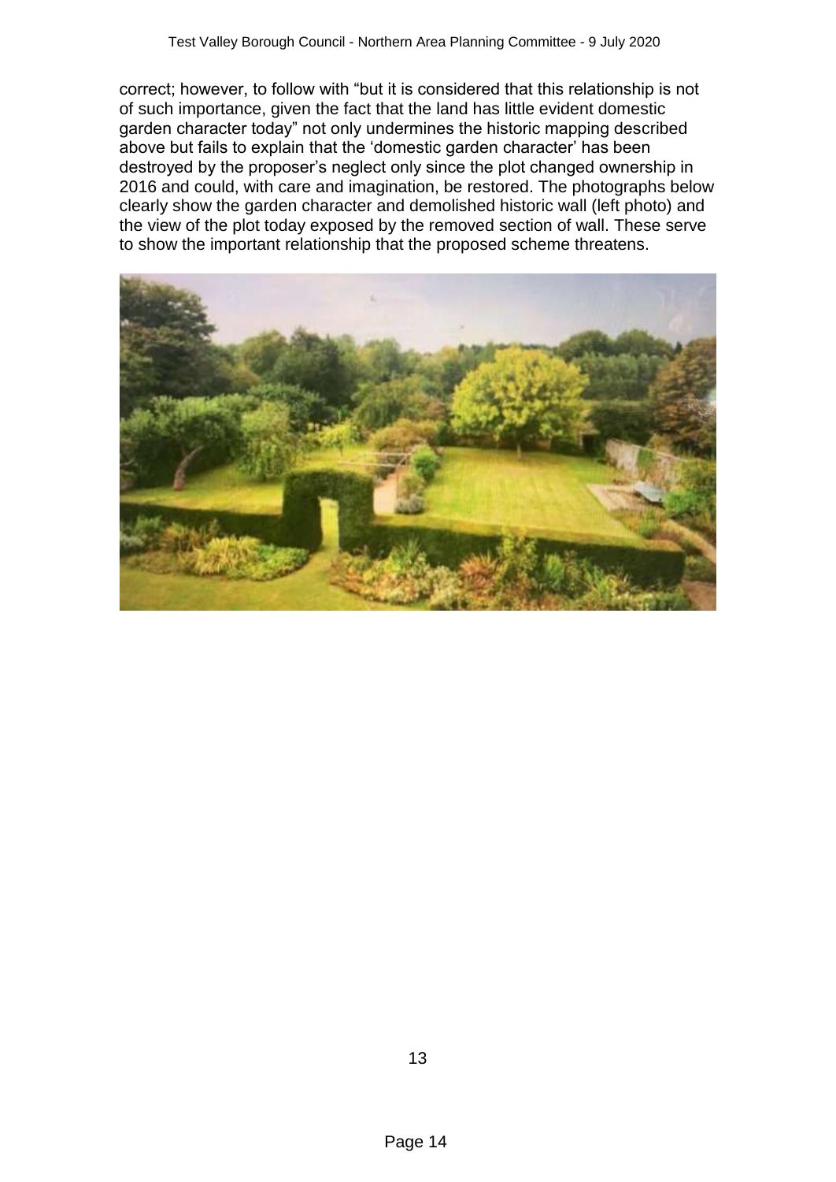correct; however, to follow with "but it is considered that this relationship is not of such importance, given the fact that the land has little evident domestic garden character today" not only undermines the historic mapping described above but fails to explain that the 'domestic garden character' has been destroyed by the proposer's neglect only since the plot changed ownership in 2016 and could, with care and imagination, be restored. The photographs below clearly show the garden character and demolished historic wall (left photo) and the view of the plot today exposed by the removed section of wall. These serve to show the important relationship that the proposed scheme threatens.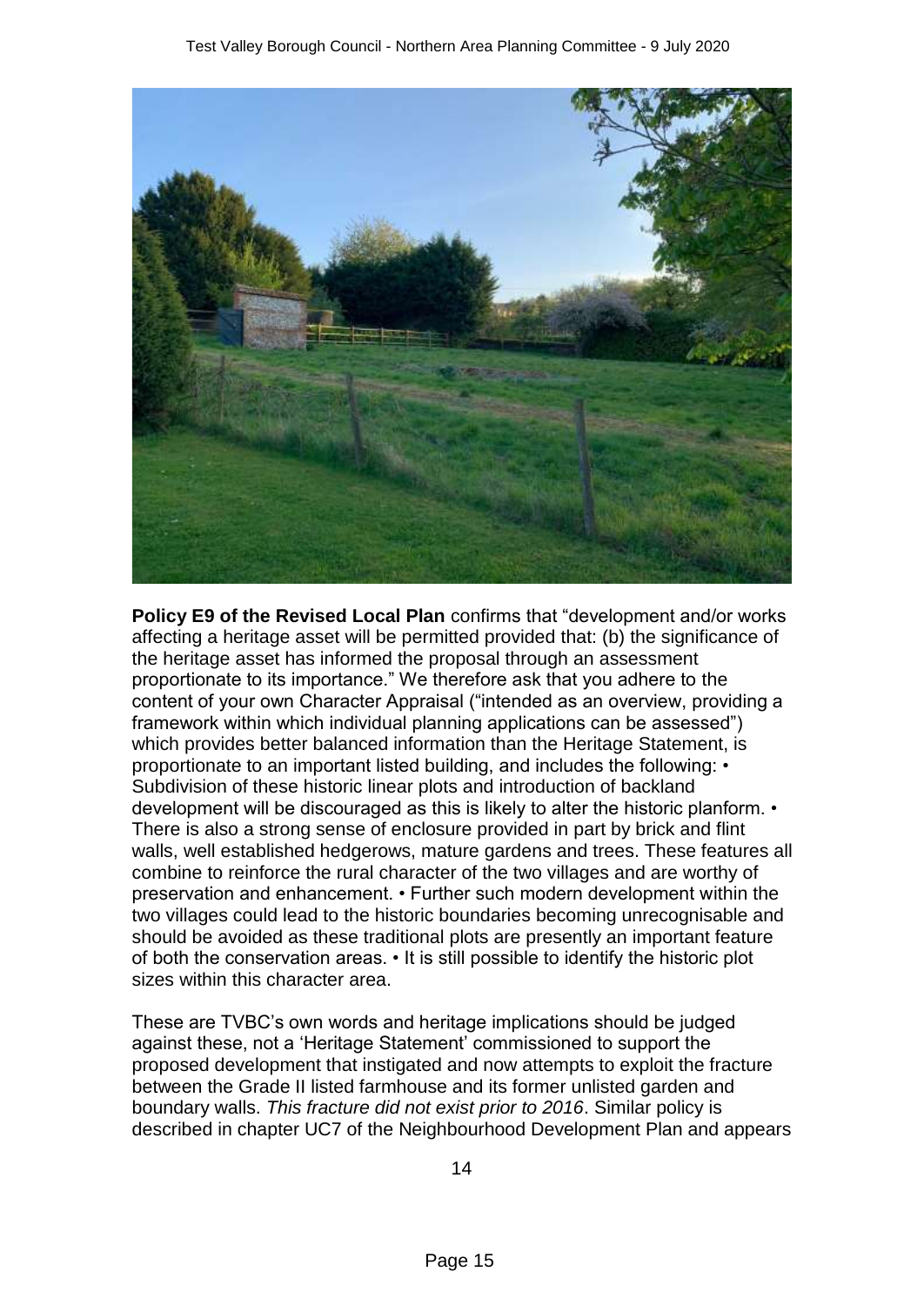**Policy E9 of the Revised Local Plan** confirms that "development and/or works affecting a heritage asset will be permitted provided that: (b) the significance of the heritage asset has informed the proposal through an assessment proportionate to its importance." We therefore ask that you adhere to the content of your own Character Appraisal ("intended as an overview, providing a framework within which individual planning applications can be assessed") which provides better balanced information than the Heritage Statement, is proportionate to an important listed building, and includes the following: • Subdivision of these historic linear plots and introduction of backland development will be discouraged as this is likely to alter the historic planform. • There is also a strong sense of enclosure provided in part by brick and flint walls, well established hedgerows, mature gardens and trees. These features all combine to reinforce the rural character of the two villages and are worthy of preservation and enhancement. • Further such modern development within the two villages could lead to the historic boundaries becoming unrecognisable and should be avoided as these traditional plots are presently an important feature of both the conservation areas. • It is still possible to identify the historic plot sizes within this character area.

These are TVBC's own words and heritage implications should be judged against these, not a 'Heritage Statement' commissioned to support the proposed development that instigated and now attempts to exploit the fracture between the Grade II listed farmhouse and its former unlisted garden and boundary walls. *This fracture did not exist prior to 2016*. Similar policy is described in chapter UC7 of the Neighbourhood Development Plan and appears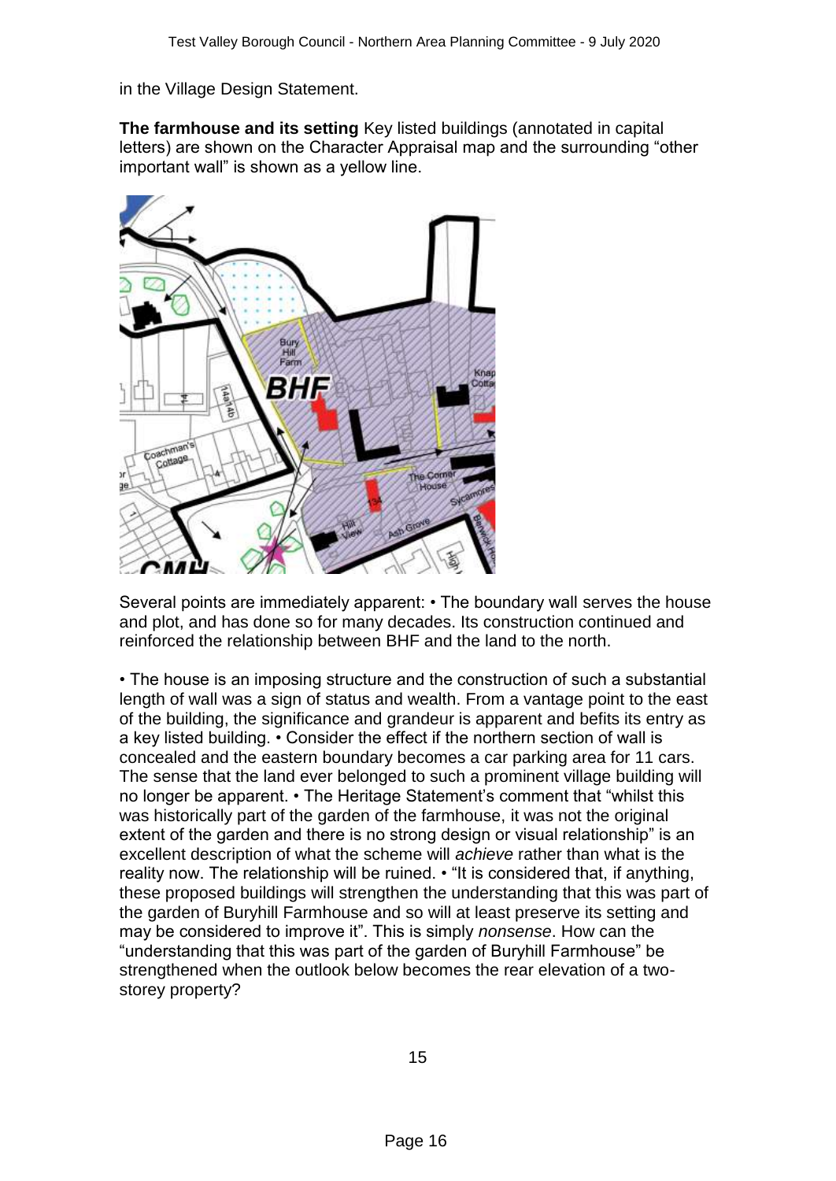in the Village Design Statement.

**The farmhouse and its setting** Key listed buildings (annotated in capital letters) are shown on the Character Appraisal map and the surrounding "other important wall" is shown as a yellow line.

Bury Hill Farm
BHF
Knap Cotta
Coachman's Cottage
14a 14b
14
4
1
The Corner House
Sycamores
134
Hill View
Ash Grove
High
Berwick Ho
CMH

Several points are immediately apparent: • The boundary wall serves the house and plot, and has done so for many decades. Its construction continued and reinforced the relationship between BHF and the land to the north.

• The house is an imposing structure and the construction of such a substantial length of wall was a sign of status and wealth. From a vantage point to the east of the building, the significance and grandeur is apparent and befits its entry as a key listed building. • Consider the effect if the northern section of wall is concealed and the eastern boundary becomes a car parking area for 11 cars. The sense that the land ever belonged to such a prominent village building will no longer be apparent. • The Heritage Statement's comment that "whilst this was historically part of the garden of the farmhouse, it was not the original extent of the garden and there is no strong design or visual relationship" is an excellent description of what the scheme will *achieve* rather than what is the reality now. The relationship will be ruined. • "It is considered that, if anything, these proposed buildings will strengthen the understanding that this was part of the garden of Buryhill Farmhouse and so will at least preserve its setting and may be considered to improve it". This is simply *nonsense*. How can the "understanding that this was part of the garden of Buryhill Farmhouse" be strengthened when the outlook below becomes the rear elevation of a two-storey property?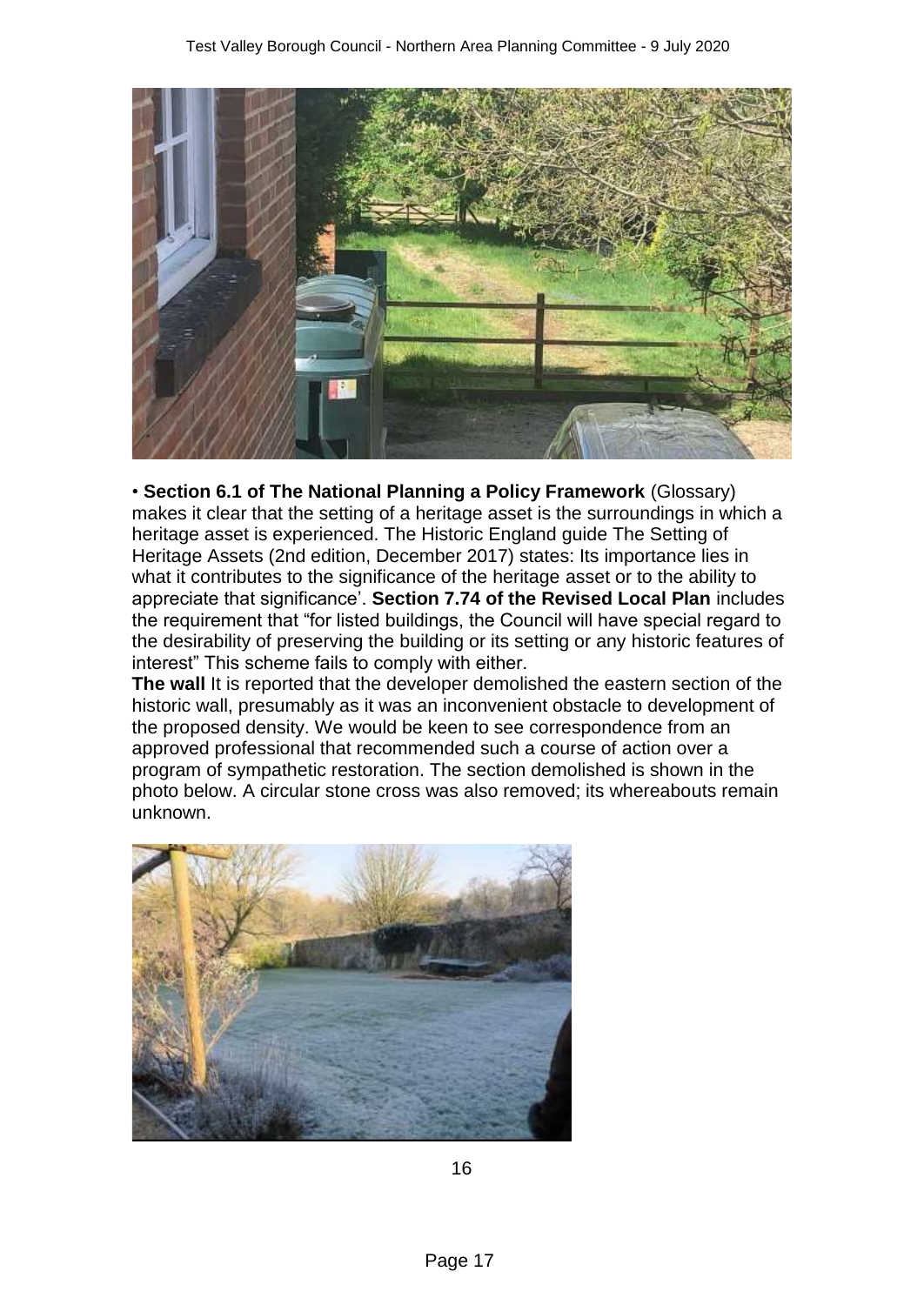• **Section 6.1 of The National Planning a Policy Framework** (Glossary) makes it clear that the setting of a heritage asset is the surroundings in which a heritage asset is experienced. The Historic England guide The Setting of Heritage Assets (2nd edition, December 2017) states: Its importance lies in what it contributes to the significance of the heritage asset or to the ability to appreciate that significance'. **Section 7.74 of the Revised Local Plan** includes the requirement that "for listed buildings, the Council will have special regard to the desirability of preserving the building or its setting or any historic features of interest" This scheme fails to comply with either.

**The wall** It is reported that the developer demolished the eastern section of the historic wall, presumably as it was an inconvenient obstacle to development of the proposed density. We would be keen to see correspondence from an approved professional that recommended such a course of action over a program of sympathetic restoration. The section demolished is shown in the photo below. A circular stone cross was also removed; its whereabouts remain unknown.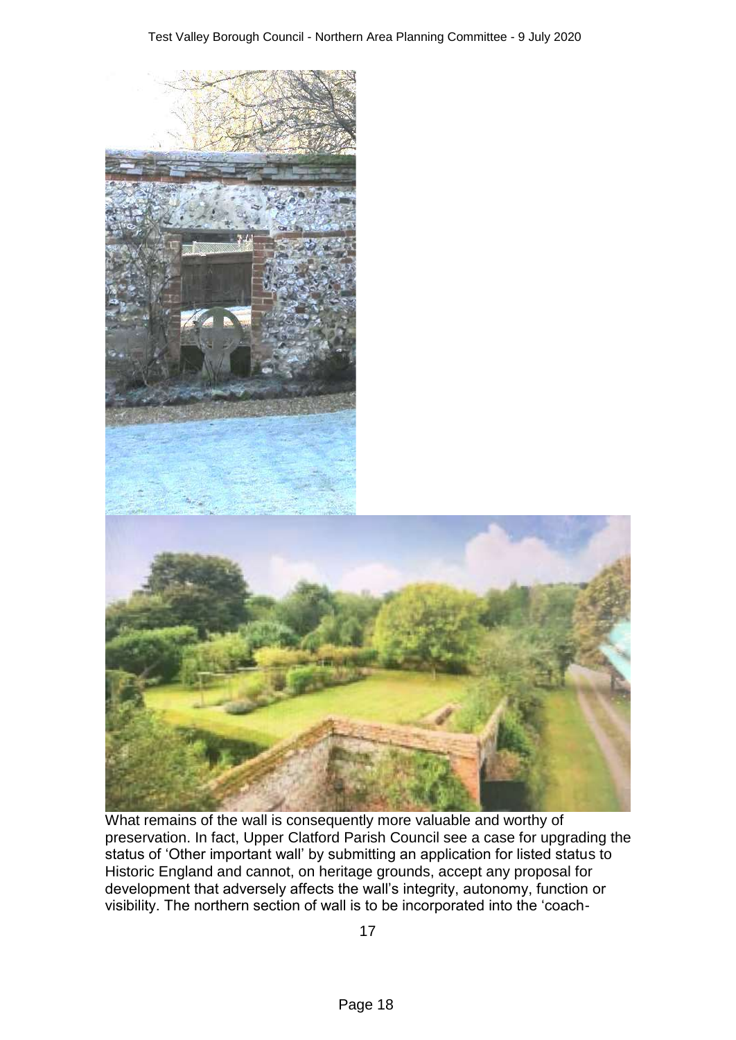What remains of the wall is consequently more valuable and worthy of preservation. In fact, Upper Clatford Parish Council see a case for upgrading the status of 'Other important wall' by submitting an application for listed status to Historic England and cannot, on heritage grounds, accept any proposal for development that adversely affects the wall's integrity, autonomy, function or visibility. The northern section of wall is to be incorporated into the 'coach-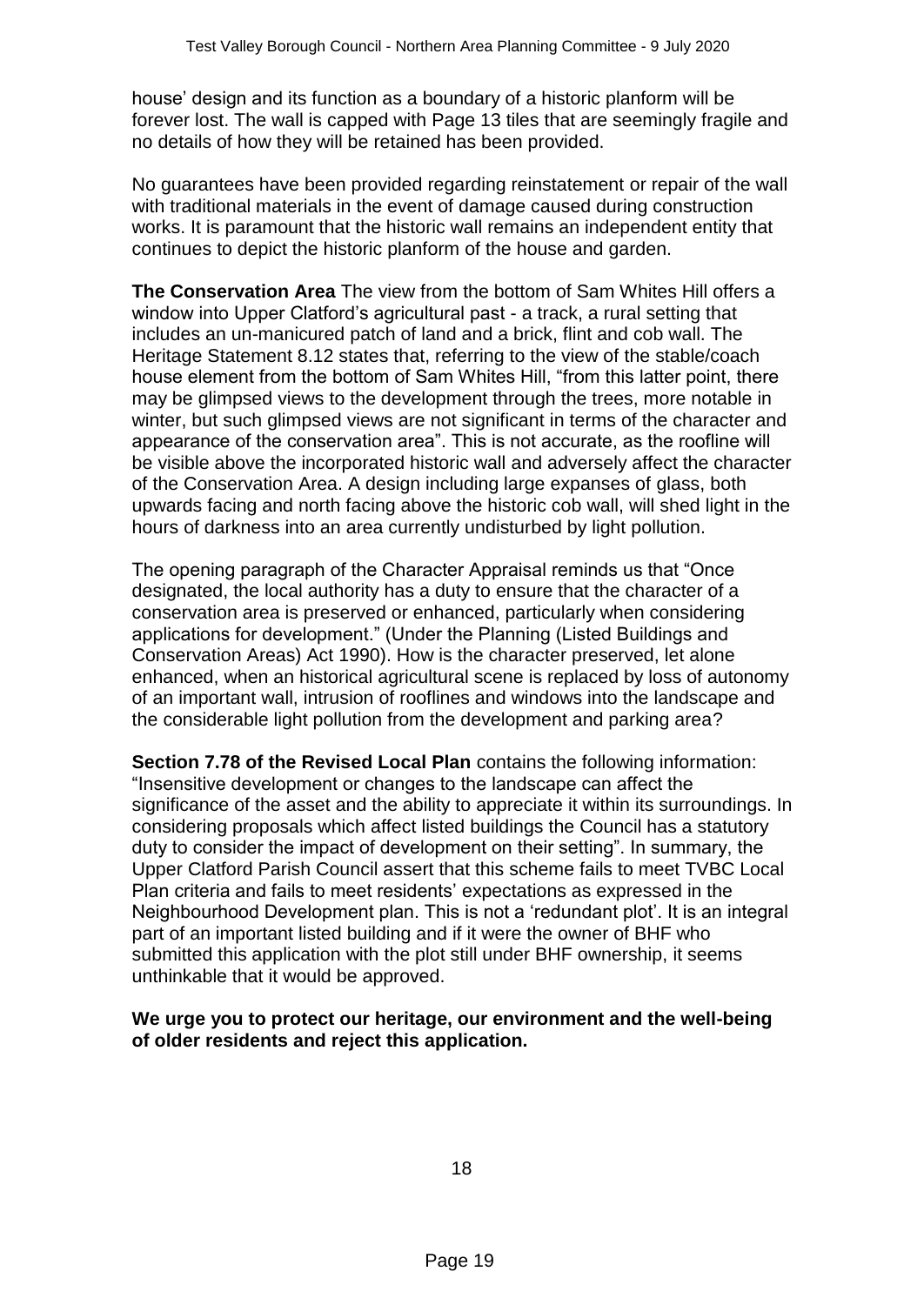house' design and its function as a boundary of a historic planform will be forever lost. The wall is capped with Page 13 tiles that are seemingly fragile and no details of how they will be retained has been provided.

No guarantees have been provided regarding reinstatement or repair of the wall with traditional materials in the event of damage caused during construction works. It is paramount that the historic wall remains an independent entity that continues to depict the historic planform of the house and garden.

**The Conservation Area** The view from the bottom of Sam Whites Hill offers a window into Upper Clatford's agricultural past - a track, a rural setting that includes an un-manicured patch of land and a brick, flint and cob wall. The Heritage Statement 8.12 states that, referring to the view of the stable/coach house element from the bottom of Sam Whites Hill, "from this latter point, there may be glimpsed views to the development through the trees, more notable in winter, but such glimpsed views are not significant in terms of the character and appearance of the conservation area". This is not accurate, as the roofline will be visible above the incorporated historic wall and adversely affect the character of the Conservation Area. A design including large expanses of glass, both upwards facing and north facing above the historic cob wall, will shed light in the hours of darkness into an area currently undisturbed by light pollution.

The opening paragraph of the Character Appraisal reminds us that "Once designated, the local authority has a duty to ensure that the character of a conservation area is preserved or enhanced, particularly when considering applications for development." (Under the Planning (Listed Buildings and Conservation Areas) Act 1990). How is the character preserved, let alone enhanced, when an historical agricultural scene is replaced by loss of autonomy of an important wall, intrusion of rooflines and windows into the landscape and the considerable light pollution from the development and parking area?

**Section 7.78 of the Revised Local Plan** contains the following information: "Insensitive development or changes to the landscape can affect the significance of the asset and the ability to appreciate it within its surroundings. In considering proposals which affect listed buildings the Council has a statutory duty to consider the impact of development on their setting". In summary, the Upper Clatford Parish Council assert that this scheme fails to meet TVBC Local Plan criteria and fails to meet residents' expectations as expressed in the Neighbourhood Development plan. This is not a 'redundant plot'. It is an integral part of an important listed building and if it were the owner of BHF who submitted this application with the plot still under BHF ownership, it seems unthinkable that it would be approved.

**We urge you to protect our heritage, our environment and the well-being of older residents and reject this application.**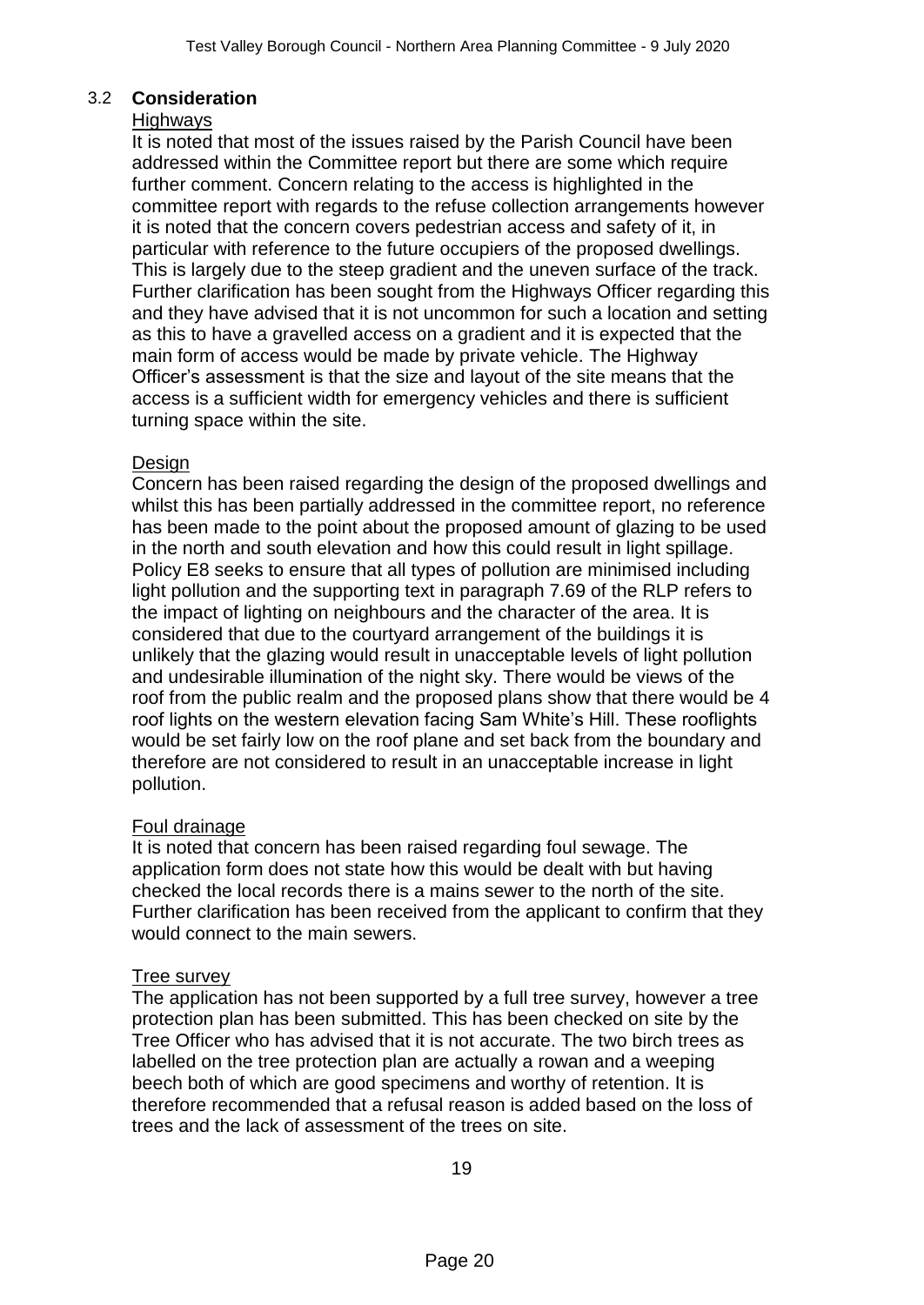## 3.2 Consideration

Highways

It is noted that most of the issues raised by the Parish Council have been addressed within the Committee report but there are some which require further comment. Concern relating to the access is highlighted in the committee report with regards to the refuse collection arrangements however it is noted that the concern covers pedestrian access and safety of it, in particular with reference to the future occupiers of the proposed dwellings. This is largely due to the steep gradient and the uneven surface of the track. Further clarification has been sought from the Highways Officer regarding this and they have advised that it is not uncommon for such a location and setting as this to have a gravelled access on a gradient and it is expected that the main form of access would be made by private vehicle. The Highway Officer's assessment is that the size and layout of the site means that the access is a sufficient width for emergency vehicles and there is sufficient turning space within the site.

Design

Concern has been raised regarding the design of the proposed dwellings and whilst this has been partially addressed in the committee report, no reference has been made to the point about the proposed amount of glazing to be used in the north and south elevation and how this could result in light spillage. Policy E8 seeks to ensure that all types of pollution are minimised including light pollution and the supporting text in paragraph 7.69 of the RLP refers to the impact of lighting on neighbours and the character of the area. It is considered that due to the courtyard arrangement of the buildings it is unlikely that the glazing would result in unacceptable levels of light pollution and undesirable illumination of the night sky. There would be views of the roof from the public realm and the proposed plans show that there would be 4 roof lights on the western elevation facing Sam White's Hill. These rooflights would be set fairly low on the roof plane and set back from the boundary and therefore are not considered to result in an unacceptable increase in light pollution.

Foul drainage

It is noted that concern has been raised regarding foul sewage. The application form does not state how this would be dealt with but having checked the local records there is a mains sewer to the north of the site. Further clarification has been received from the applicant to confirm that they would connect to the main sewers.

Tree survey

The application has not been supported by a full tree survey, however a tree protection plan has been submitted. This has been checked on site by the Tree Officer who has advised that it is not accurate. The two birch trees as labelled on the tree protection plan are actually a rowan and a weeping beech both of which are good specimens and worthy of retention. It is therefore recommended that a refusal reason is added based on the loss of trees and the lack of assessment of the trees on site.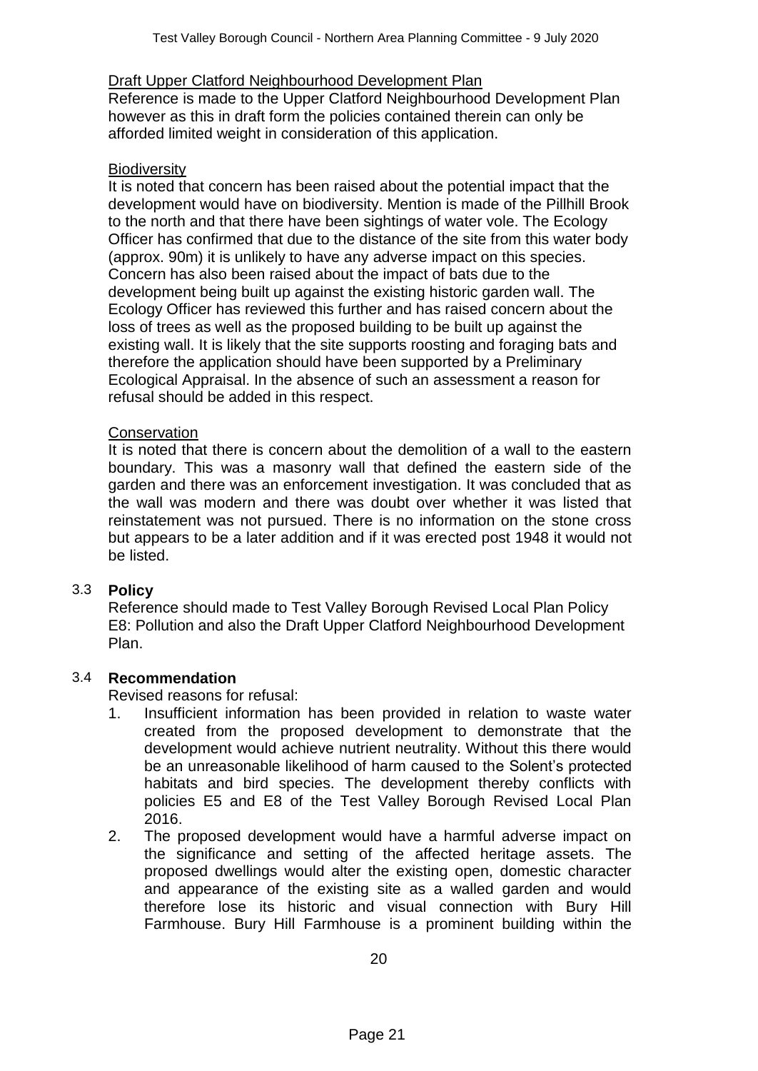Draft Upper Clatford Neighbourhood Development Plan

Reference is made to the Upper Clatford Neighbourhood Development Plan however as this in draft form the policies contained therein can only be afforded limited weight in consideration of this application.

Biodiversity

It is noted that concern has been raised about the potential impact that the development would have on biodiversity. Mention is made of the Pillhill Brook to the north and that there have been sightings of water vole. The Ecology Officer has confirmed that due to the distance of the site from this water body (approx. 90m) it is unlikely to have any adverse impact on this species. Concern has also been raised about the impact of bats due to the development being built up against the existing historic garden wall. The Ecology Officer has reviewed this further and has raised concern about the loss of trees as well as the proposed building to be built up against the existing wall. It is likely that the site supports roosting and foraging bats and therefore the application should have been supported by a Preliminary Ecological Appraisal. In the absence of such an assessment a reason for refusal should be added in this respect.

Conservation

It is noted that there is concern about the demolition of a wall to the eastern boundary. This was a masonry wall that defined the eastern side of the garden and there was an enforcement investigation. It was concluded that as the wall was modern and there was doubt over whether it was listed that reinstatement was not pursued. There is no information on the stone cross but appears to be a later addition and if it was erected post 1948 it would not be listed.

## 3.3 Policy

Reference should made to Test Valley Borough Revised Local Plan Policy E8: Pollution and also the Draft Upper Clatford Neighbourhood Development Plan.

## 3.4 Recommendation

Revised reasons for refusal:

1. Insufficient information has been provided in relation to waste water created from the proposed development to demonstrate that the development would achieve nutrient neutrality. Without this there would be an unreasonable likelihood of harm caused to the Solent's protected habitats and bird species. The development thereby conflicts with policies E5 and E8 of the Test Valley Borough Revised Local Plan 2016.
2. The proposed development would have a harmful adverse impact on the significance and setting of the affected heritage assets. The proposed dwellings would alter the existing open, domestic character and appearance of the existing site as a walled garden and would therefore lose its historic and visual connection with Bury Hill Farmhouse. Bury Hill Farmhouse is a prominent building within the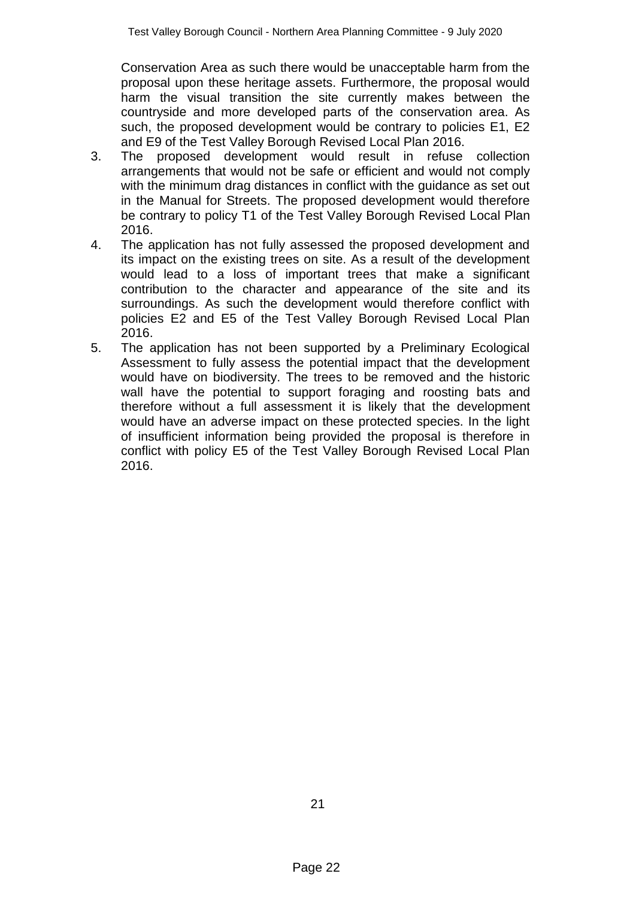Conservation Area as such there would be unacceptable harm from the proposal upon these heritage assets. Furthermore, the proposal would harm the visual transition the site currently makes between the countryside and more developed parts of the conservation area. As such, the proposed development would be contrary to policies E1, E2 and E9 of the Test Valley Borough Revised Local Plan 2016.

3. The proposed development would result in refuse collection arrangements that would not be safe or efficient and would not comply with the minimum drag distances in conflict with the guidance as set out in the Manual for Streets. The proposed development would therefore be contrary to policy T1 of the Test Valley Borough Revised Local Plan 2016.
4. The application has not fully assessed the proposed development and its impact on the existing trees on site. As a result of the development would lead to a loss of important trees that make a significant contribution to the character and appearance of the site and its surroundings. As such the development would therefore conflict with policies E2 and E5 of the Test Valley Borough Revised Local Plan 2016.
5. The application has not been supported by a Preliminary Ecological Assessment to fully assess the potential impact that the development would have on biodiversity. The trees to be removed and the historic wall have the potential to support foraging and roosting bats and therefore without a full assessment it is likely that the development would have an adverse impact on these protected species. In the light of insufficient information being provided the proposal is therefore in conflict with policy E5 of the Test Valley Borough Revised Local Plan 2016.